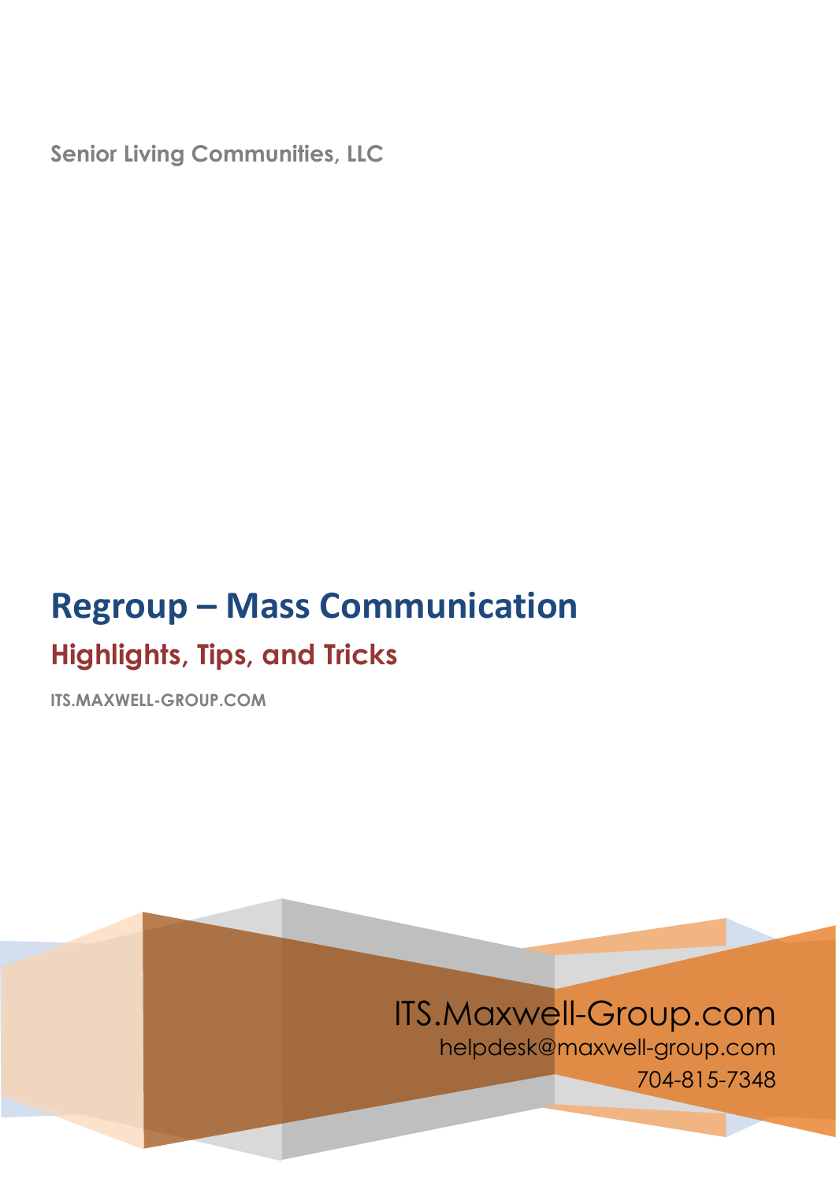Senior Living Communities, LLC

# Regroup – Mass Communication

## Highlights, Tips, and Tricks

ITS.MAXWELL-GROUP.COM

ITS.Maxwell-Group.com

helpdesk@maxwell-group.com

704-815-7348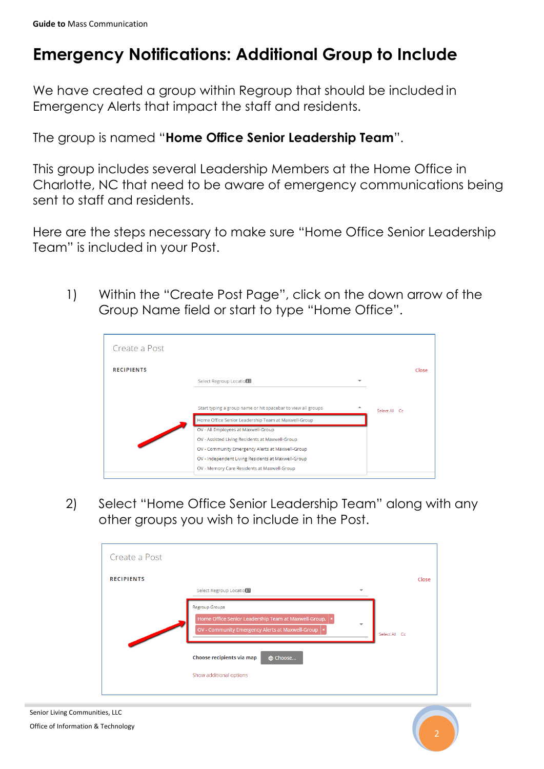# Emergency Notifications: Additional Group to Include

We have created a group within Regroup that should be included in Emergency Alerts that impact the staff and residents.

The group is named "**Home Office Senior Leadership Team**".

This group includes several Leadership Members at the Home Office in Charlotte, NC that need to be aware of emergency communications being sent to staff and residents.

Here are the steps necessary to make sure "Home Office Senior Leadership Team" is included in your Post.

1) Within the "Create Post Page", click on the down arrow of the Group Name field or start to type "Home Office".

2) Select "Home Office Senior Leadership Team" along with any other groups you wish to include in the Post.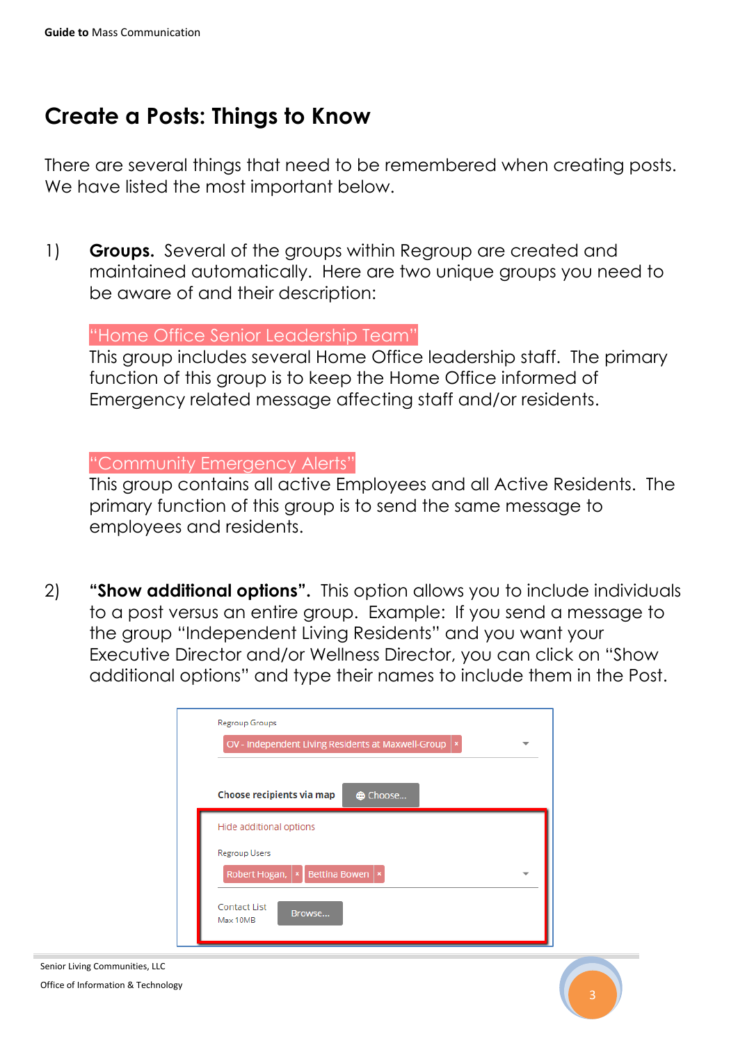# Create a Posts: Things to Know

There are several things that need to be remembered when creating posts. We have listed the most important below.

1) **Groups.** Several of the groups within Regroup are created and maintained automatically. Here are two unique groups you need to be aware of and their description:

   "Home Office Senior Leadership Team"
   This group includes several Home Office leadership staff. The primary function of this group is to keep the Home Office informed of Emergency related message affecting staff and/or residents.

   "Community Emergency Alerts"
   This group contains all active Employees and all Active Residents. The primary function of this group is to send the same message to employees and residents.

2) **"Show additional options".** This option allows you to include individuals to a post versus an entire group. Example: If you send a message to the group "Independent Living Residents" and you want your Executive Director and/or Wellness Director, you can click on "Show additional options" and type their names to include them in the Post.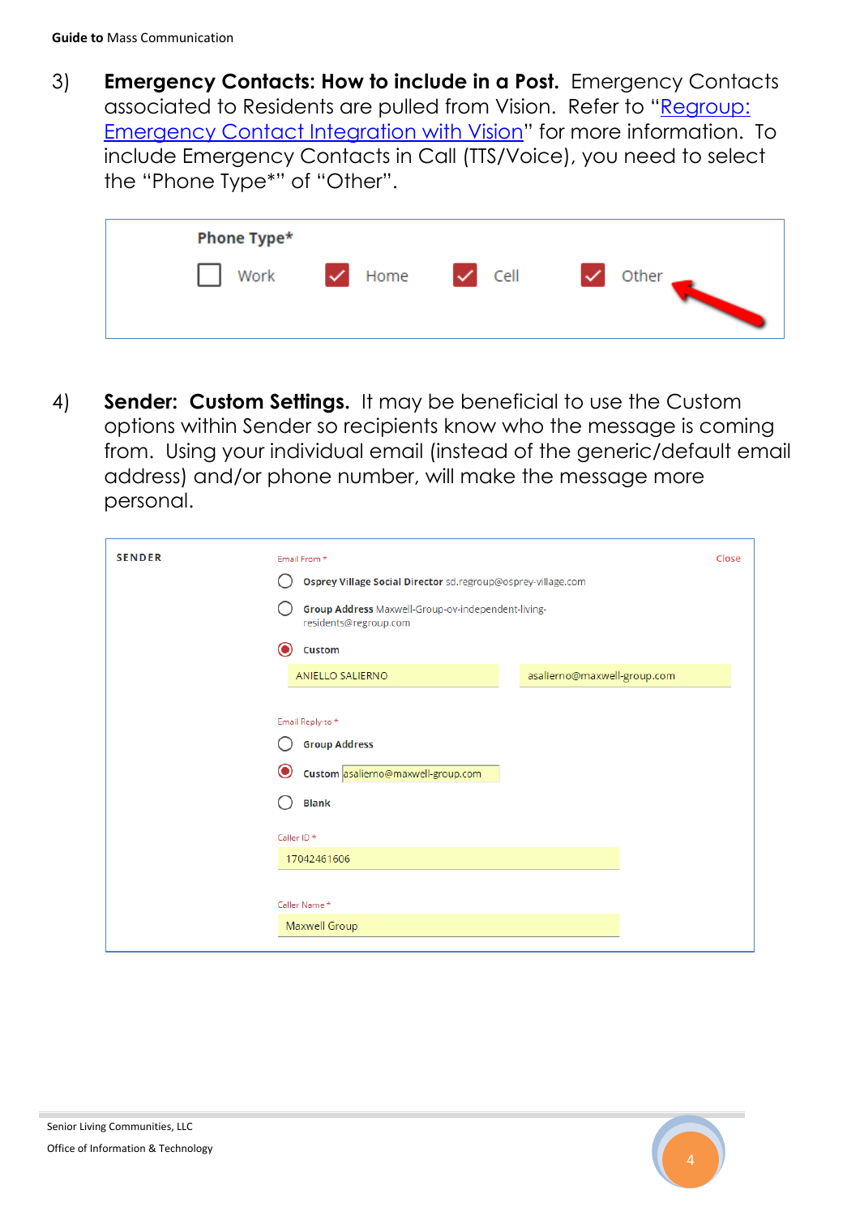3) **Emergency Contacts: How to include in a Post.** Emergency Contacts associated to Residents are pulled from Vision. Refer to "[Regroup: Emergency Contact Integration with Vision]()" for more information. To include Emergency Contacts in Call (TTS/Voice), you need to select the "Phone Type*" of "Other".

**Phone Type***

- [ ] Work
- [x] Home
- [x] Cell
- [x] Other

4) **Sender: Custom Settings.** It may be beneficial to use the Custom options within Sender so recipients know who the message is coming from. Using your individual email (instead of the generic/default email address) and/or phone number, will make the message more personal.

**SENDER**

Close

Email From *

- ( ) **Osprey Village Social Director** sd.regroup@osprey-village.com
- ( ) **Group Address** Maxwell-Group-ov-independent-living-residents@regroup.com
- (•) **Custom**

ANIELLO SALIERNO | asalierno@maxwell-group.com

Email Reply-to *

- ( ) **Group Address**
- (•) **Custom** asalierno@maxwell-group.com
- ( ) **Blank**

Caller ID *

17042461606

Caller Name *

Maxwell Group

Senior Living Communities, LLC
Office of Information & Technology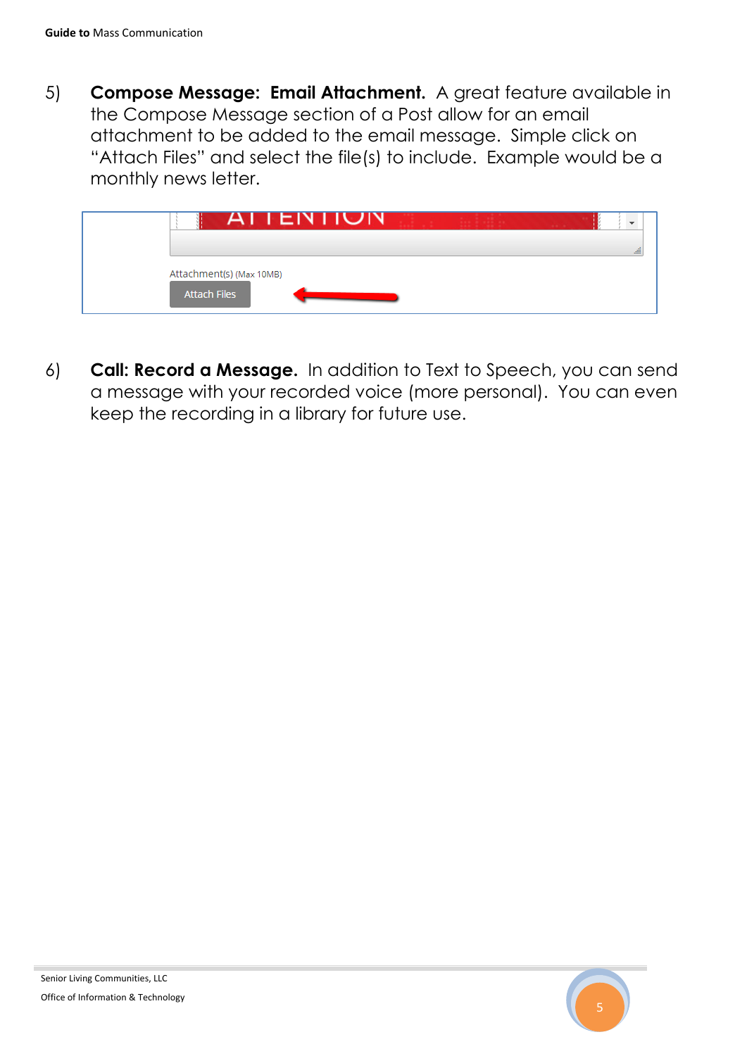5) **Compose Message: Email Attachment.** A great feature available in the Compose Message section of a Post allow for an email attachment to be added to the email message. Simple click on "Attach Files" and select the file(s) to include. Example would be a monthly news letter.

6) **Call: Record a Message.** In addition to Text to Speech, you can send a message with your recorded voice (more personal). You can even keep the recording in a library for future use.